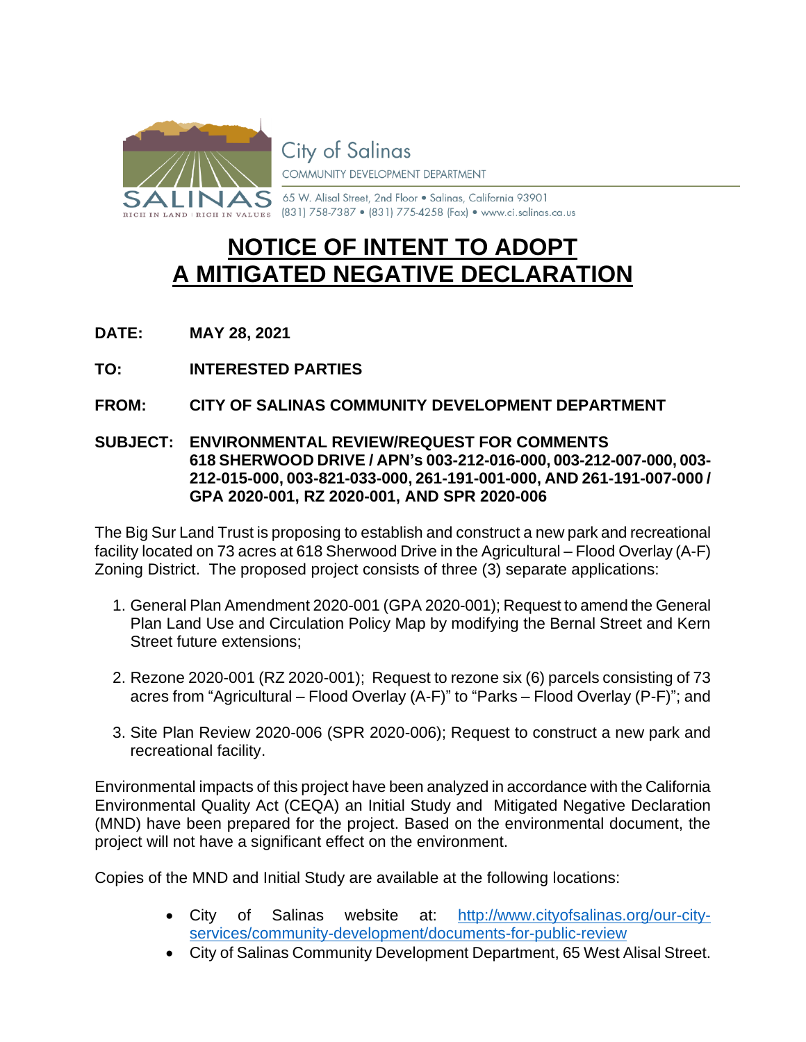City of Salinas
COMMUNITY DEVELOPMENT DEPARTMENT
65 W. Alisal Street, 2nd Floor • Salinas, California 93901
(831) 758-7387 • (831) 775-4258 (Fax) • www.ci.salinas.ca.us

# NOTICE OF INTENT TO ADOPT A MITIGATED NEGATIVE DECLARATION

**DATE:** **MAY 28, 2021**

**TO:** **INTERESTED PARTIES**

**FROM:** **CITY OF SALINAS COMMUNITY DEVELOPMENT DEPARTMENT**

**SUBJECT:** **ENVIRONMENTAL REVIEW/REQUEST FOR COMMENTS 618 SHERWOOD DRIVE / APN's 003-212-016-000, 003-212-007-000, 003-212-015-000, 003-821-033-000, 261-191-001-000, AND 261-191-007-000 / GPA 2020-001, RZ 2020-001, AND SPR 2020-006**

The Big Sur Land Trust is proposing to establish and construct a new park and recreational facility located on 73 acres at 618 Sherwood Drive in the Agricultural – Flood Overlay (A-F) Zoning District. The proposed project consists of three (3) separate applications:

1. General Plan Amendment 2020-001 (GPA 2020-001); Request to amend the General Plan Land Use and Circulation Policy Map by modifying the Bernal Street and Kern Street future extensions;

2. Rezone 2020-001 (RZ 2020-001); Request to rezone six (6) parcels consisting of 73 acres from "Agricultural – Flood Overlay (A-F)" to "Parks – Flood Overlay (P-F)"; and

3. Site Plan Review 2020-006 (SPR 2020-006); Request to construct a new park and recreational facility.

Environmental impacts of this project have been analyzed in accordance with the California Environmental Quality Act (CEQA) an Initial Study and Mitigated Negative Declaration (MND) have been prepared for the project. Based on the environmental document, the project will not have a significant effect on the environment.

Copies of the MND and Initial Study are available at the following locations:

- City of Salinas website at: http://www.cityofsalinas.org/our-city-services/community-development/documents-for-public-review
- City of Salinas Community Development Department, 65 West Alisal Street.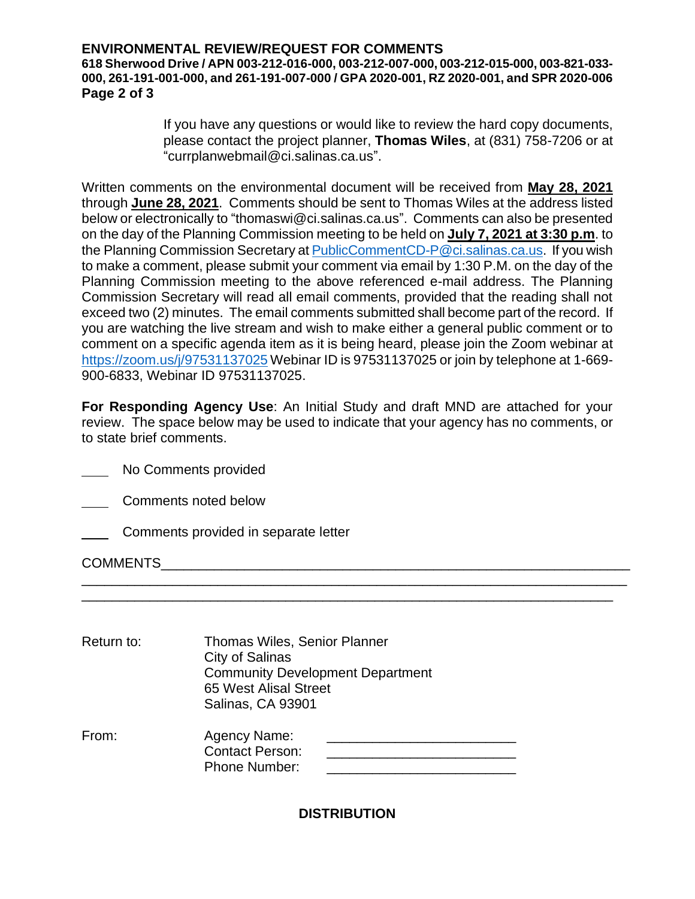If you have any questions or would like to review the hard copy documents, please contact the project planner, **Thomas Wiles**, at (831) 758-7206 or at "currplanwebmail@ci.salinas.ca.us".

Written comments on the environmental document will be received from **May 28, 2021** through **June 28, 2021**. Comments should be sent to Thomas Wiles at the address listed below or electronically to "thomaswi@ci.salinas.ca.us". Comments can also be presented on the day of the Planning Commission meeting to be held on **July 7, 2021 at 3:30 p.m**. to the Planning Commission Secretary at PublicCommentCD-P@ci.salinas.ca.us. If you wish to make a comment, please submit your comment via email by 1:30 P.M. on the day of the Planning Commission meeting to the above referenced e-mail address. The Planning Commission Secretary will read all email comments, provided that the reading shall not exceed two (2) minutes. The email comments submitted shall become part of the record. If you are watching the live stream and wish to make either a general public comment or to comment on a specific agenda item as it is being heard, please join the Zoom webinar at https://zoom.us/j/97531137025 Webinar ID is 97531137025 or join by telephone at 1-669-900-6833, Webinar ID 97531137025.

**For Responding Agency Use**: An Initial Study and draft MND are attached for your review. The space below may be used to indicate that your agency has no comments, or to state brief comments.

____ No Comments provided

____ Comments noted below

____ Comments provided in separate letter

COMMENTS________________________________________________________________
______________________________________________________________________
______________________________________________________________________

Return to: Thomas Wiles, Senior Planner
City of Salinas
Community Development Department
65 West Alisal Street
Salinas, CA 93901

From: Agency Name: ________________________
Contact Person: ________________________
Phone Number: ________________________

**DISTRIBUTION**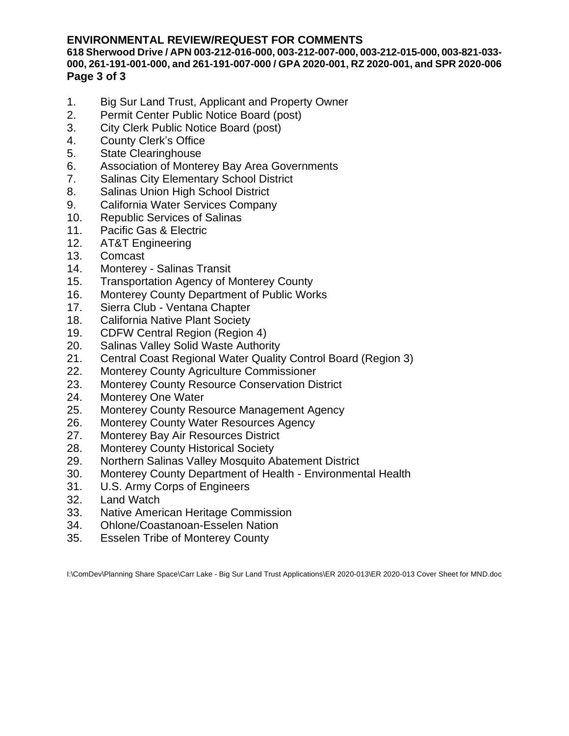1. Big Sur Land Trust, Applicant and Property Owner
2. Permit Center Public Notice Board (post)
3. City Clerk Public Notice Board (post)
4. County Clerk's Office
5. State Clearinghouse
6. Association of Monterey Bay Area Governments
7. Salinas City Elementary School District
8. Salinas Union High School District
9. California Water Services Company
10. Republic Services of Salinas
11. Pacific Gas & Electric
12. AT&T Engineering
13. Comcast
14. Monterey - Salinas Transit
15. Transportation Agency of Monterey County
16. Monterey County Department of Public Works
17. Sierra Club - Ventana Chapter
18. California Native Plant Society
19. CDFW Central Region (Region 4)
20. Salinas Valley Solid Waste Authority
21. Central Coast Regional Water Quality Control Board (Region 3)
22. Monterey County Agriculture Commissioner
23. Monterey County Resource Conservation District
24. Monterey One Water
25. Monterey County Resource Management Agency
26. Monterey County Water Resources Agency
27. Monterey Bay Air Resources District
28. Monterey County Historical Society
29. Northern Salinas Valley Mosquito Abatement District
30. Monterey County Department of Health - Environmental Health
31. U.S. Army Corps of Engineers
32. Land Watch
33. Native American Heritage Commission
34. Ohlone/Coastanoan-Esselen Nation
35. Esselen Tribe of Monterey County

I:\ComDev\Planning Share Space\Carr Lake - Big Sur Land Trust Applications\ER 2020-013\ER 2020-013 Cover Sheet for MND.doc